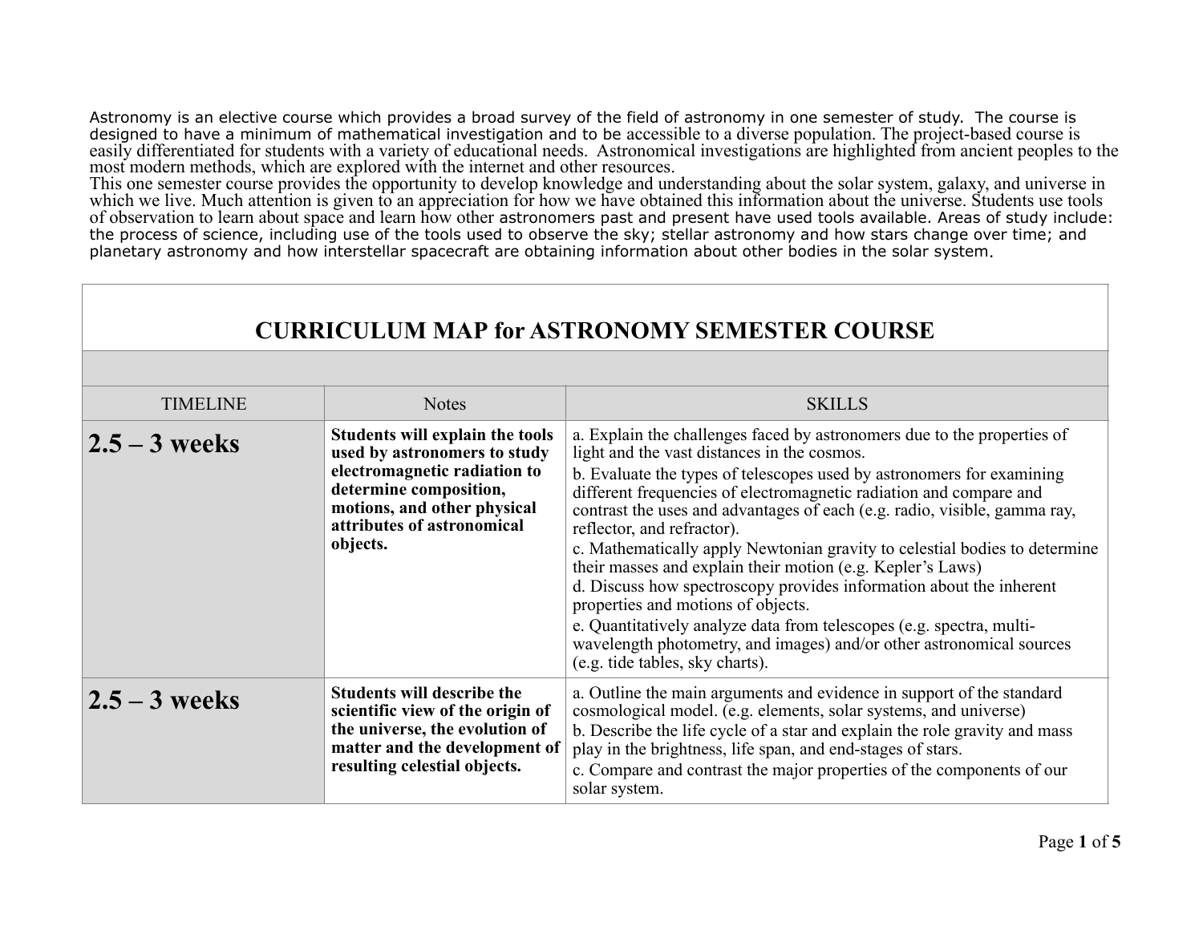Astronomy is an elective course which provides a broad survey of the field of astronomy in one semester of study. The course is designed to have a minimum of mathematical investigation and to be accessible to a diverse population. The project-based course is easily differentiated for students with a variety of educational needs. Astronomical investigations are highlighted from ancient peoples to the most modern methods, which are explored with the internet and other resources.

This one semester course provides the opportunity to develop knowledge and understanding about the solar system, galaxy, and universe in which we live. Much attention is given to an appreciation for how we have obtained this information about the universe. Students use tools of observation to learn about space and learn how other astronomers past and present have used tools available. Areas of study include: the process of science, including use of the tools used to observe the sky; stellar astronomy and how stars change over time; and planetary astronomy and how interstellar spacecraft are obtaining information about other bodies in the solar system.

# CURRICULUM MAP for ASTRONOMY SEMESTER COURSE

| TIMELINE | Notes | SKILLS |
|---|---|---|
| **2.5 – 3 weeks** | **Students will explain the tools used by astronomers to study electromagnetic radiation to determine composition, motions, and other physical attributes of astronomical objects.** | a. Explain the challenges faced by astronomers due to the properties of light and the vast distances in the cosmos.<br>b. Evaluate the types of telescopes used by astronomers for examining different frequencies of electromagnetic radiation and compare and contrast the uses and advantages of each (e.g. radio, visible, gamma ray, reflector, and refractor).<br>c. Mathematically apply Newtonian gravity to celestial bodies to determine their masses and explain their motion (e.g. Kepler's Laws)<br>d. Discuss how spectroscopy provides information about the inherent properties and motions of objects.<br>e. Quantitatively analyze data from telescopes (e.g. spectra, multi-wavelength photometry, and images) and/or other astronomical sources (e.g. tide tables, sky charts). |
| **2.5 – 3 weeks** | **Students will describe the scientific view of the origin of the universe, the evolution of matter and the development of resulting celestial objects.** | a. Outline the main arguments and evidence in support of the standard cosmological model. (e.g. elements, solar systems, and universe)<br>b. Describe the life cycle of a star and explain the role gravity and mass play in the brightness, life span, and end-stages of stars.<br>c. Compare and contrast the major properties of the components of our solar system. |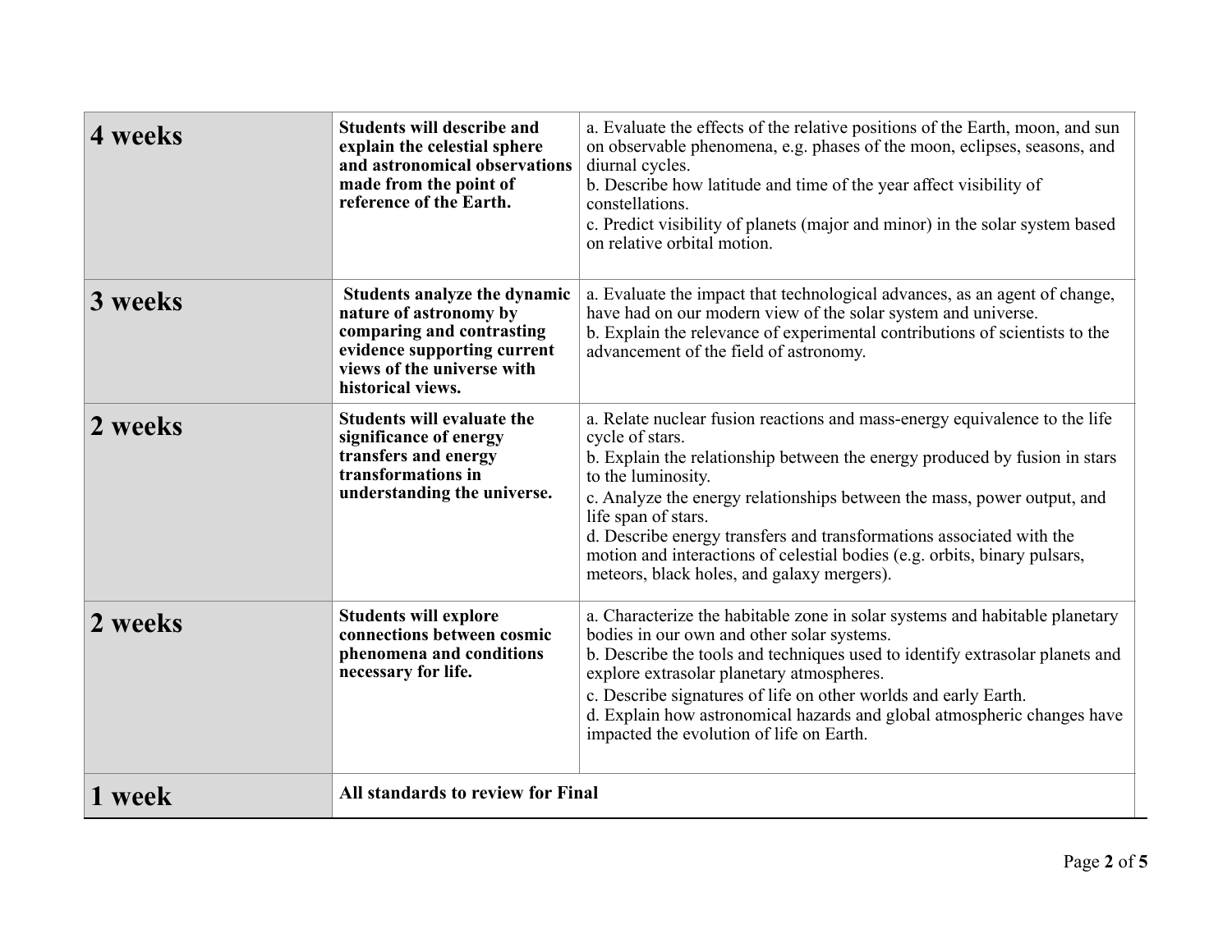| | | |
|---|---|---|
| **4 weeks** | **Students will describe and explain the celestial sphere and astronomical observations made from the point of reference of the Earth.** | a. Evaluate the effects of the relative positions of the Earth, moon, and sun on observable phenomena, e.g. phases of the moon, eclipses, seasons, and diurnal cycles.<br>b. Describe how latitude and time of the year affect visibility of constellations.<br>c. Predict visibility of planets (major and minor) in the solar system based on relative orbital motion. |
| **3 weeks** | **Students analyze the dynamic nature of astronomy by comparing and contrasting evidence supporting current views of the universe with historical views.** | a. Evaluate the impact that technological advances, as an agent of change, have had on our modern view of the solar system and universe.<br>b. Explain the relevance of experimental contributions of scientists to the advancement of the field of astronomy. |
| **2 weeks** | **Students will evaluate the significance of energy transfers and energy transformations in understanding the universe.** | a. Relate nuclear fusion reactions and mass-energy equivalence to the life cycle of stars.<br>b. Explain the relationship between the energy produced by fusion in stars to the luminosity.<br>c. Analyze the energy relationships between the mass, power output, and life span of stars.<br>d. Describe energy transfers and transformations associated with the motion and interactions of celestial bodies (e.g. orbits, binary pulsars, meteors, black holes, and galaxy mergers). |
| **2 weeks** | **Students will explore connections between cosmic phenomena and conditions necessary for life.** | a. Characterize the habitable zone in solar systems and habitable planetary bodies in our own and other solar systems.<br>b. Describe the tools and techniques used to identify extrasolar planets and explore extrasolar planetary atmospheres.<br>c. Describe signatures of life on other worlds and early Earth.<br>d. Explain how astronomical hazards and global atmospheric changes have impacted the evolution of life on Earth. |
| **1 week** | **All standards to review for Final** | |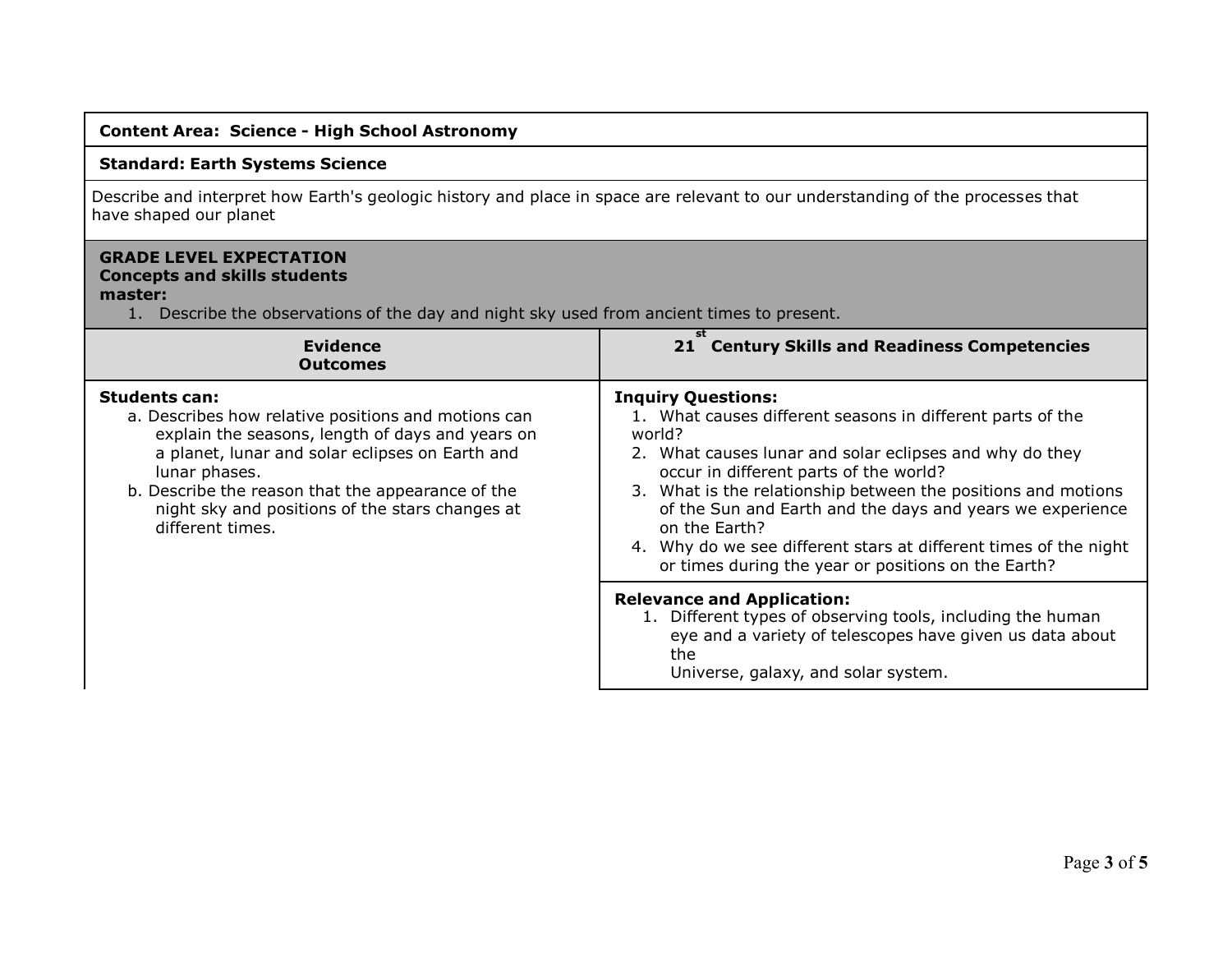**Content Area: Science - High School Astronomy**

**Standard: Earth Systems Science**

Describe and interpret how Earth's geologic history and place in space are relevant to our understanding of the processes that have shaped our planet

**GRADE LEVEL EXPECTATION**
**Concepts and skills students master:**

1. Describe the observations of the day and night sky used from ancient times to present.

| Evidence Outcomes | 21st Century Skills and Readiness Competencies |
|---|---|
| **Students can:**<br>a. Describes how relative positions and motions can explain the seasons, length of days and years on a planet, lunar and solar eclipses on Earth and lunar phases.<br>b. Describe the reason that the appearance of the night sky and positions of the stars changes at different times. | **Inquiry Questions:**<br>1. What causes different seasons in different parts of the world?<br>2. What causes lunar and solar eclipses and why do they occur in different parts of the world?<br>3. What is the relationship between the positions and motions of the Sun and Earth and the days and years we experience on the Earth?<br>4. Why do we see different stars at different times of the night or times during the year or positions on the Earth? |
| | **Relevance and Application:**<br>1. Different types of observing tools, including the human eye and a variety of telescopes have given us data about the Universe, galaxy, and solar system. |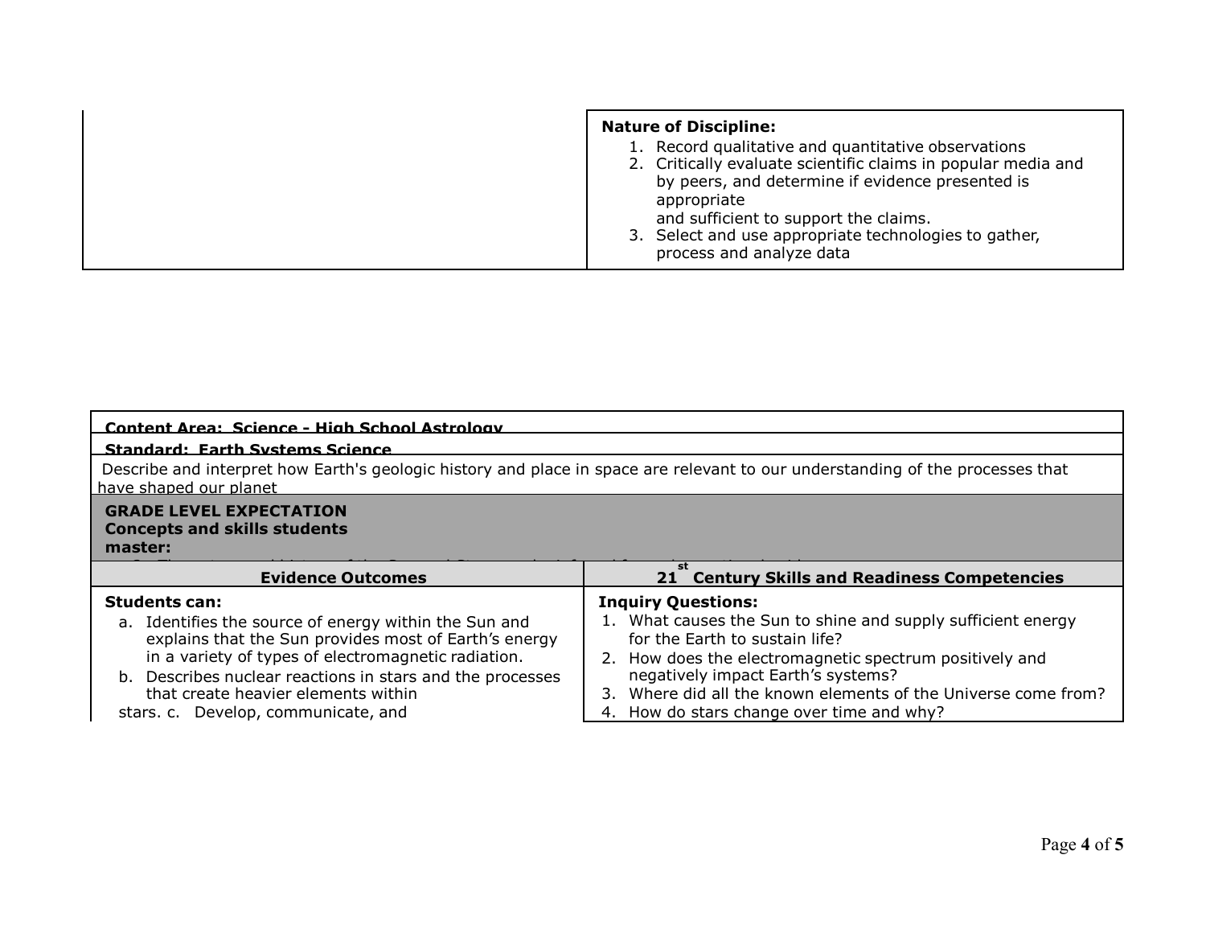| | **Nature of Discipline:**<br>1. Record qualitative and quantitative observations<br>2. Critically evaluate scientific claims in popular media and by peers, and determine if evidence presented is appropriate and sufficient to support the claims.<br>3. Select and use appropriate technologies to gather, process and analyze data |
|---|---|

| **Content Area: Science - High School Astrology** | |
|---|---|
| **Standard: Earth Systems Science** | |
| Describe and interpret how Earth's geologic history and place in space are relevant to our understanding of the processes that have shaped our planet | |
| **GRADE LEVEL EXPECTATION**<br>**Concepts and skills students master:** | |
| **Evidence Outcomes** | **21st Century Skills and Readiness Competencies** |
| **Students can:**<br>a. Identifies the source of energy within the Sun and explains that the Sun provides most of Earth's energy in a variety of types of electromagnetic radiation.<br>b. Describes nuclear reactions in stars and the processes that create heavier elements within stars. c. Develop, communicate, and | **Inquiry Questions:**<br>1. What causes the Sun to shine and supply sufficient energy for the Earth to sustain life?<br>2. How does the electromagnetic spectrum positively and negatively impact Earth's systems?<br>3. Where did all the known elements of the Universe come from?<br>4. How do stars change over time and why? |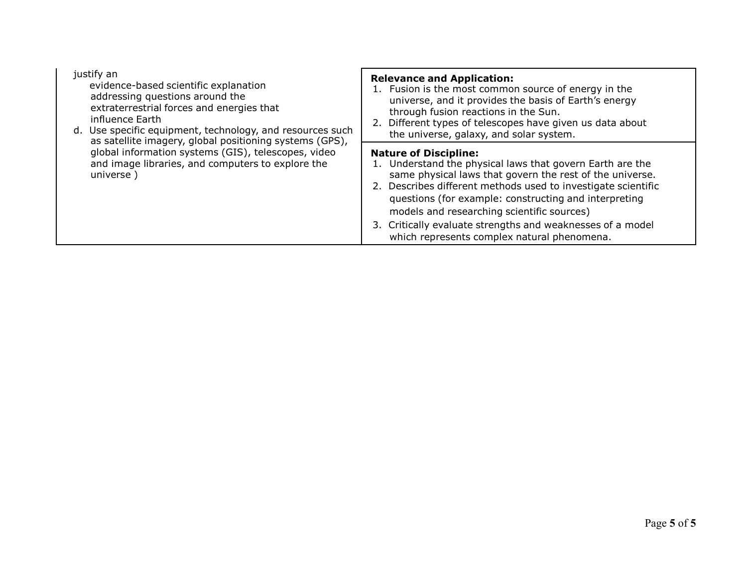| | |
|---|---|
| justify an evidence-based scientific explanation addressing questions around the extraterrestrial forces and energies that influence Earth<br>d. Use specific equipment, technology, and resources such as satellite imagery, global positioning systems (GPS), global information systems (GIS), telescopes, video and image libraries, and computers to explore the universe ) | **Relevance and Application:**<br>1. Fusion is the most common source of energy in the universe, and it provides the basis of Earth's energy through fusion reactions in the Sun.<br>2. Different types of telescopes have given us data about the universe, galaxy, and solar system.<br><br>**Nature of Discipline:**<br>1. Understand the physical laws that govern Earth are the same physical laws that govern the rest of the universe.<br>2. Describes different methods used to investigate scientific questions (for example: constructing and interpreting models and researching scientific sources)<br>3. Critically evaluate strengths and weaknesses of a model which represents complex natural phenomena. |